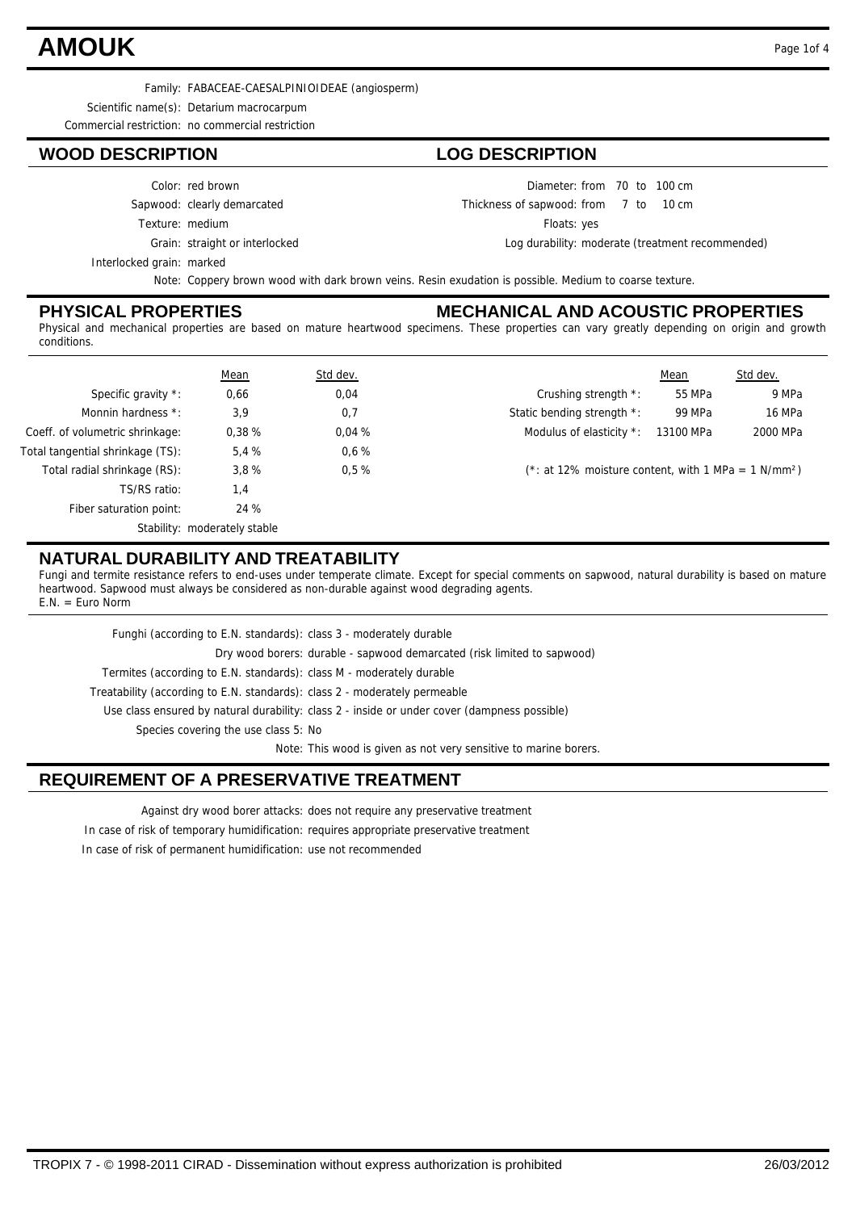# AMOUK

Family: FABACEAE-CAESALPINIOIDEAE (angiosperm)

Scientific name(s): Detarium macrocarpum

Commercial restriction: no commercial restriction

## WOOD DESCRIPTION

Color: red brown

Sapwood: clearly demarcated

Texture: medium

Grain: straight or interlocked

Interlocked grain: marked

## LOG DESCRIPTION

Diameter: from 70 to 100 cm

Thickness of sapwood: from 7 to 10 cm

Floats: yes

Log durability: moderate (treatment recommended)

Note: Coppery brown wood with dark brown veins. Resin exudation is possible. Medium to coarse texture.

## PHYSICAL PROPERTIES

## MECHANICAL AND ACOUSTIC PROPERTIES

Physical and mechanical properties are based on mature heartwood specimens. These properties can vary greatly depending on origin and growth conditions.

| | Mean | Std dev. |
|---|---|---|
| Specific gravity *: | 0,66 | 0,04 |
| Monnin hardness *: | 3,9 | 0,7 |
| Coeff. of volumetric shrinkage: | 0,38 % | 0,04 % |
| Total tangential shrinkage (TS): | 5,4 % | 0,6 % |
| Total radial shrinkage (RS): | 3,8 % | 0,5 % |
| TS/RS ratio: | 1,4 | |
| Fiber saturation point: | 24 % | |

Stability: moderately stable

| | Mean | Std dev. |
|---|---|---|
| Crushing strength *: | 55 MPa | 9 MPa |
| Static bending strength *: | 99 MPa | 16 MPa |
| Modulus of elasticity *: | 13100 MPa | 2000 MPa |

(*: at 12% moisture content, with 1 MPa = 1 N/mm²)

## NATURAL DURABILITY AND TREATABILITY

Fungi and termite resistance refers to end-uses under temperate climate. Except for special comments on sapwood, natural durability is based on mature heartwood. Sapwood must always be considered as non-durable against wood degrading agents.
E.N. = Euro Norm

Funghi (according to E.N. standards): class 3 - moderately durable

Dry wood borers: durable - sapwood demarcated (risk limited to sapwood)

Termites (according to E.N. standards): class M - moderately durable

Treatability (according to E.N. standards): class 2 - moderately permeable

Use class ensured by natural durability: class 2 - inside or under cover (dampness possible)

Species covering the use class 5: No

Note: This wood is given as not very sensitive to marine borers.

## REQUIREMENT OF A PRESERVATIVE TREATMENT

Against dry wood borer attacks: does not require any preservative treatment

In case of risk of temporary humidification: requires appropriate preservative treatment

In case of risk of permanent humidification: use not recommended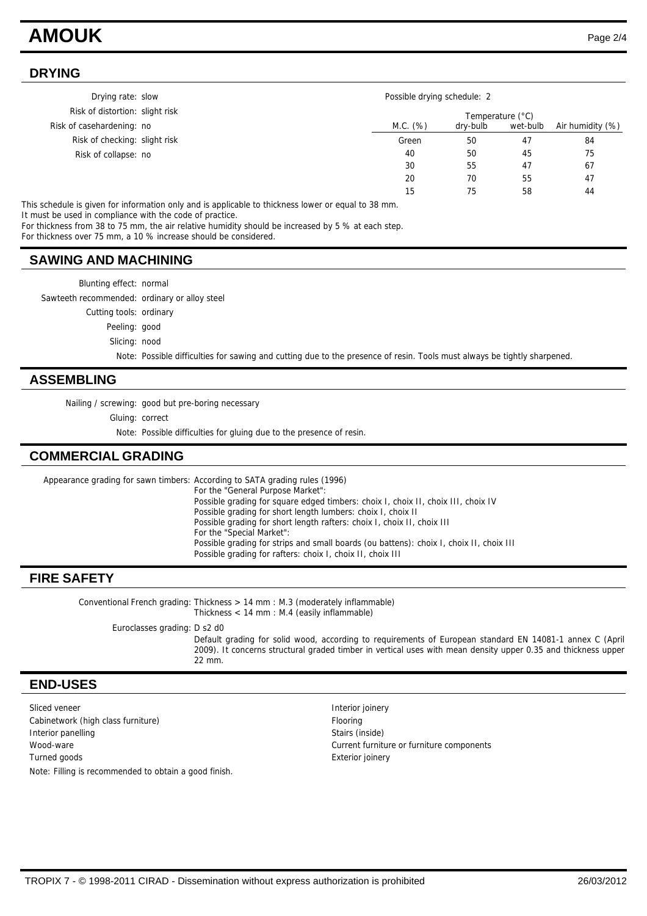## DRYING

Drying rate: slow
Risk of distortion: slight risk
Risk of casehardening: no
Risk of checking: slight risk
Risk of collapse: no

Possible drying schedule: 2

| M.C. (%) | Temperature (°C) dry-bulb | wet-bulb | Air humidity (%) |
|---|---|---|---|
| Green | 50 | 47 | 84 |
| 40 | 50 | 45 | 75 |
| 30 | 55 | 47 | 67 |
| 20 | 70 | 55 | 47 |
| 15 | 75 | 58 | 44 |

This schedule is given for information only and is applicable to thickness lower or equal to 38 mm.
It must be used in compliance with the code of practice.
For thickness from 38 to 75 mm, the air relative humidity should be increased by 5 % at each step.
For thickness over 75 mm, a 10 % increase should be considered.

## SAWING AND MACHINING

Blunting effect: normal
Sawteeth recommended: ordinary or alloy steel
Cutting tools: ordinary
Peeling: good
Slicing: nood
Note: Possible difficulties for sawing and cutting due to the presence of resin. Tools must always be tightly sharpened.

## ASSEMBLING

Nailing / screwing: good but pre-boring necessary
Gluing: correct
Note: Possible difficulties for gluing due to the presence of resin.

## COMMERCIAL GRADING

Appearance grading for sawn timbers: According to SATA grading rules (1996)
For the "General Purpose Market":
Possible grading for square edged timbers: choix I, choix II, choix III, choix IV
Possible grading for short length lumbers: choix I, choix II
Possible grading for short length rafters: choix I, choix II, choix III
For the "Special Market":
Possible grading for strips and small boards (ou battens): choix I, choix II, choix III
Possible grading for rafters: choix I, choix II, choix III

## FIRE SAFETY

Conventional French grading: Thickness > 14 mm : M.3 (moderately inflammable)
Thickness < 14 mm : M.4 (easily inflammable)

Euroclasses grading: D s2 d0
Default grading for solid wood, according to requirements of European standard EN 14081-1 annex C (April 2009). It concerns structural graded timber in vertical uses with mean density upper 0.35 and thickness upper 22 mm.

## END-USES

Sliced veneer
Cabinetwork (high class furniture)
Interior panelling
Wood-ware
Turned goods
Interior joinery
Flooring
Stairs (inside)
Current furniture or furniture components
Exterior joinery

Note: Filling is recommended to obtain a good finish.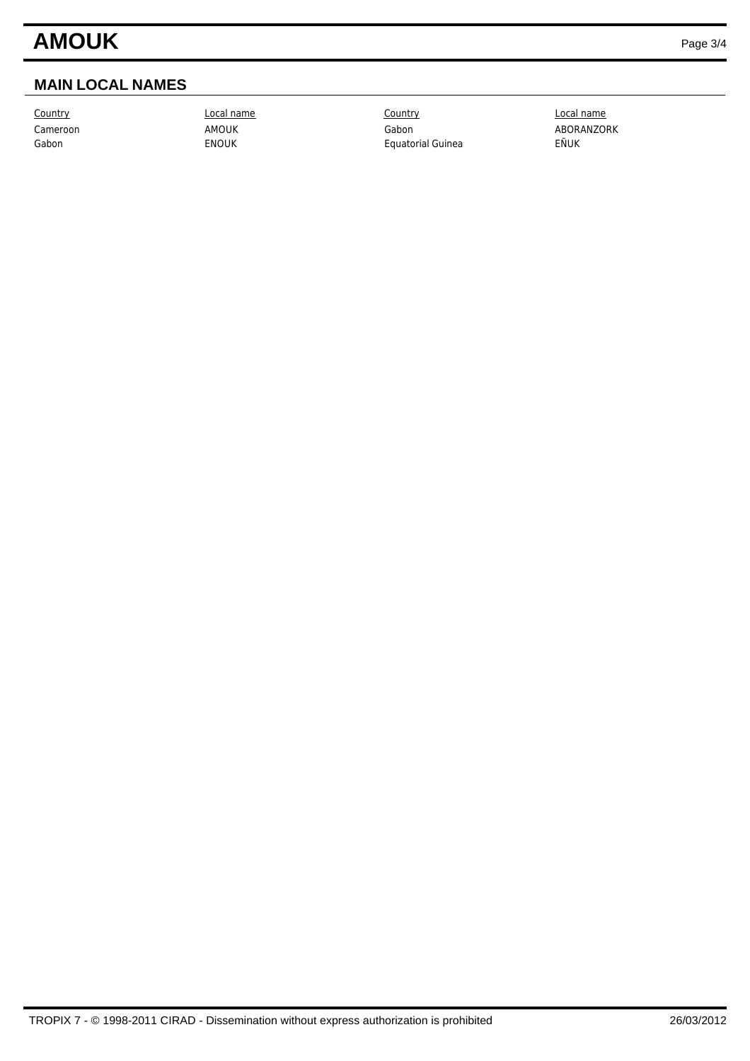## MAIN LOCAL NAMES

| Country | Local name | Country | Local name |
|---|---|---|---|
| Cameroon | AMOUK | Gabon | ABORANZORK |
| Gabon | ENOUK | Equatorial Guinea | EÑUK |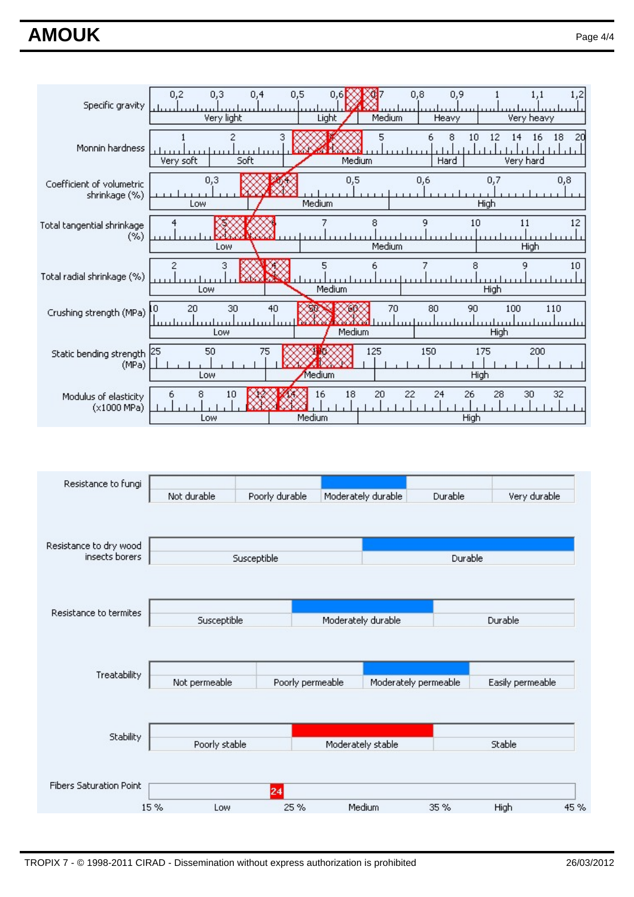Specific gravity
0,2 0,3 0,4 0,5 0,6 0,7 0,8 0,9 1 1,1 1,2
Very light Light Medium Heavy Very heavy

Monnin hardness
1 2 3 4 5 6 8 10 12 14 16 18 20
Very soft Soft Medium Hard Very hard

Coefficient of volumetric shrinkage (%)
0,3 0,4 0,5 0,6 0,7 0,8
Low Medium High

Total tangential shrinkage (%)
4 5 6 7 8 9 10 11 12
Low Medium High

Total radial shrinkage (%)
2 3 4 5 6 7 8 9 10
Low Medium High

Crushing strength (MPa)
10 20 30 40 50 60 70 80 90 100 110
Low Medium High

Static bending strength (MPa)
25 50 75 100 125 150 175 200
Low Medium High

Modulus of elasticity (x1000 MPa)
6 8 10 12 14 16 18 20 22 24 26 28 30 32
Low Medium High

Resistance to fungi
Not durable Poorly durable Moderately durable Durable Very durable

Resistance to dry wood insects borers
Susceptible Durable

Resistance to termites
Susceptible Moderately durable Durable

Treatability
Not permeable Poorly permeable Moderately permeable Easily permeable

Stability
Poorly stable Moderately stable Stable

Fibers Saturation Point
24
15 % Low 25 % Medium 35 % High 45 %

TROPIX 7 - © 1998-2011 CIRAD - Dissemination without express authorization is prohibited 26/03/2012